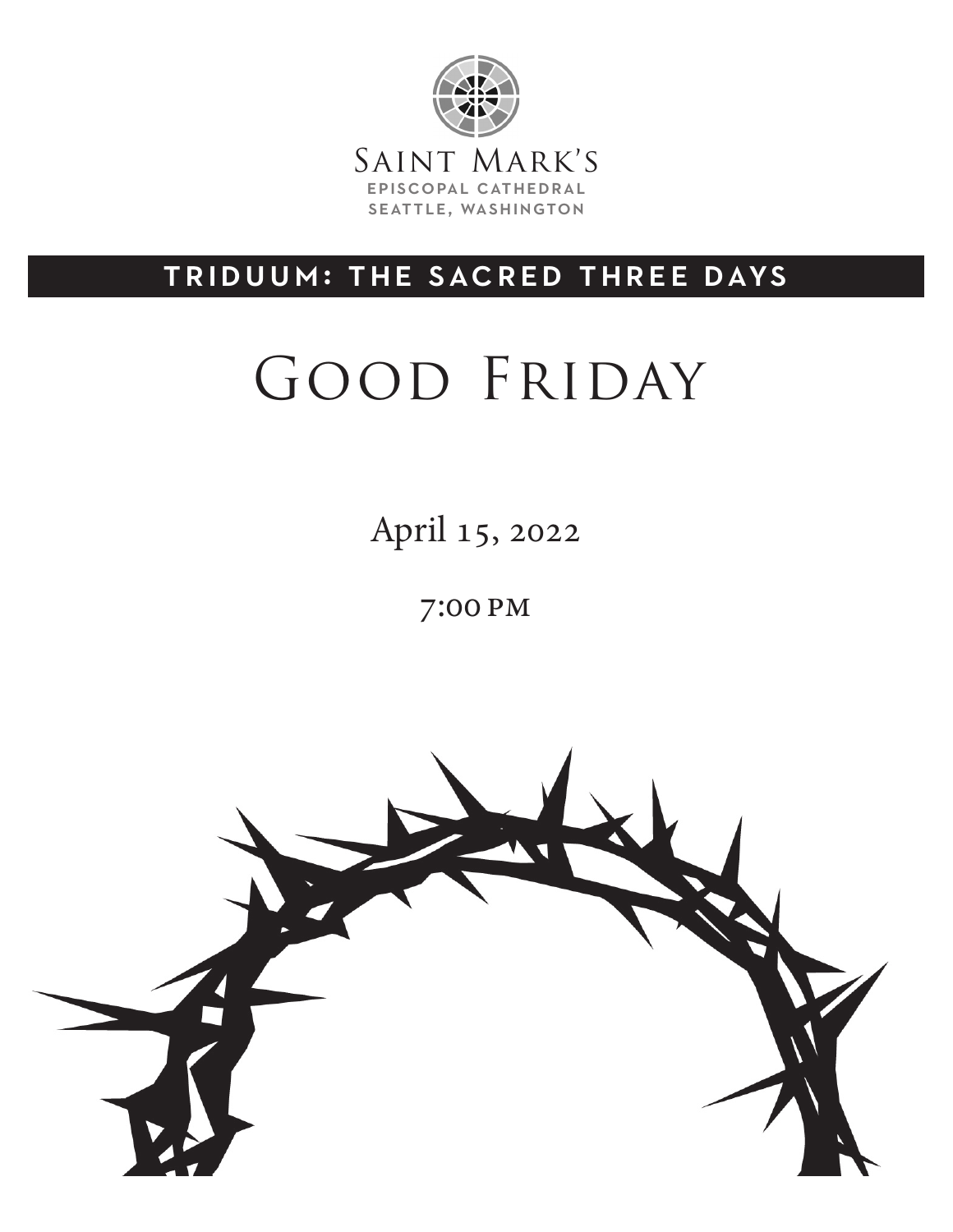Saint Mark's
EPISCOPAL CATHEDRAL
SEATTLE, WASHINGTON

**TRIDUUM: THE SACRED THREE DAYS**

# Good Friday

April 15, 2022

7:00 PM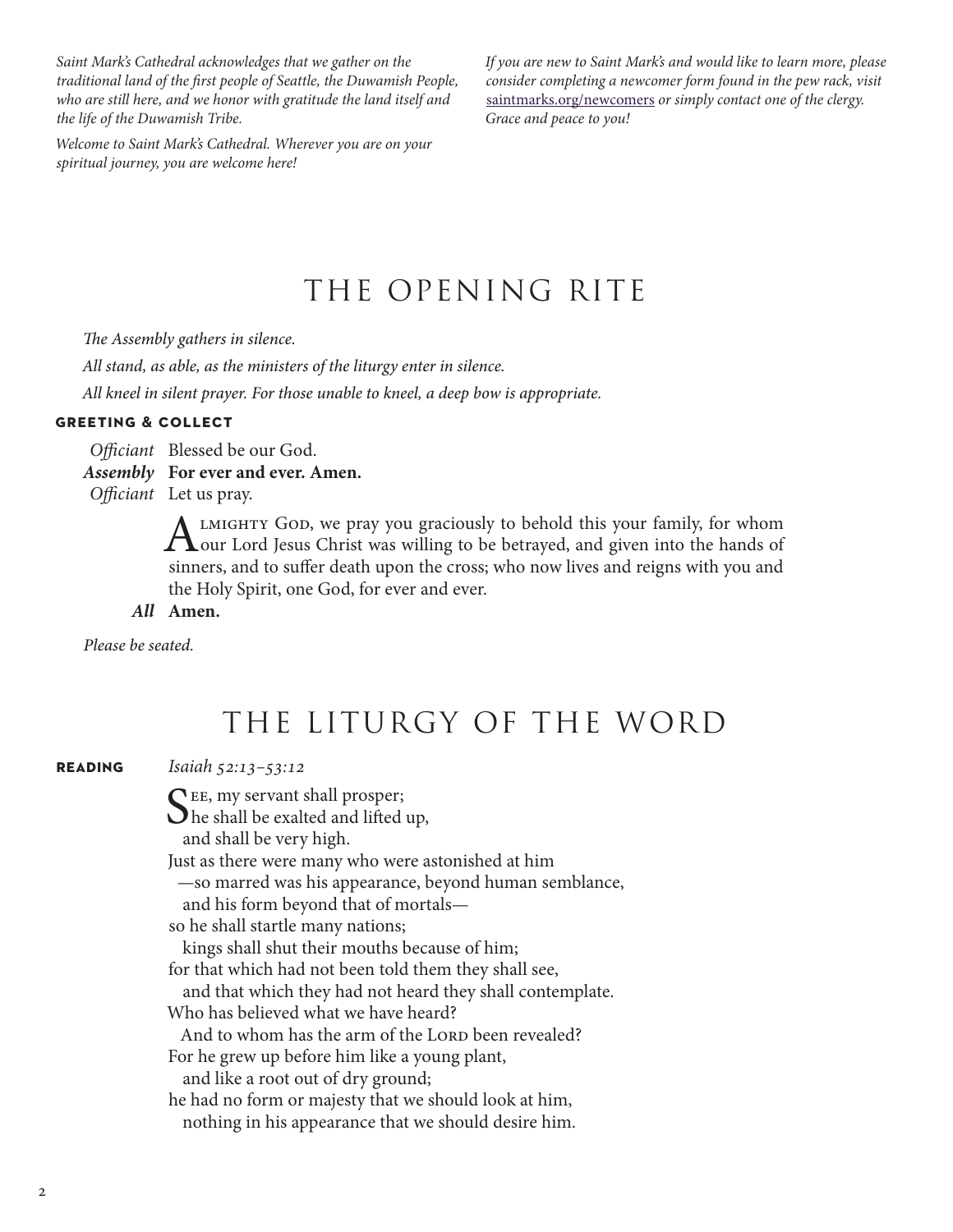*Saint Mark's Cathedral acknowledges that we gather on the traditional land of the first people of Seattle, the Duwamish People, who are still here, and we honor with gratitude the land itself and the life of the Duwamish Tribe.*

*Welcome to Saint Mark's Cathedral. Wherever you are on your spiritual journey, you are welcome here!*

*If you are new to Saint Mark's and would like to learn more, please consider completing a newcomer form found in the pew rack, visit* saintmarks.org/newcomers *or simply contact one of the clergy. Grace and peace to you!*

# THE OPENING RITE

*The Assembly gathers in silence.*

*All stand, as able, as the ministers of the liturgy enter in silence.*

*All kneel in silent prayer. For those unable to kneel, a deep bow is appropriate.*

### GREETING & COLLECT

*Officiant* Blessed be our God.

***Assembly*** **For ever and ever. Amen.**

*Officiant* Let us pray.

Almighty God, we pray you graciously to behold this your family, for whom our Lord Jesus Christ was willing to be betrayed, and given into the hands of sinners, and to suffer death upon the cross; who now lives and reigns with you and the Holy Spirit, one God, for ever and ever.

***All*** **Amen.**

*Please be seated.*

# THE LITURGY OF THE WORD

### READING *Isaiah 52:13–53:12*

See, my servant shall prosper;  
he shall be exalted and lifted up,  
and shall be very high.  
Just as there were many who were astonished at him  
—so marred was his appearance, beyond human semblance,  
and his form beyond that of mortals—  
so he shall startle many nations;  
kings shall shut their mouths because of him;  
for that which had not been told them they shall see,  
and that which they had not heard they shall contemplate.  
Who has believed what we have heard?  
And to whom has the arm of the Lord been revealed?  
For he grew up before him like a young plant,  
and like a root out of dry ground;  
he had no form or majesty that we should look at him,  
nothing in his appearance that we should desire him.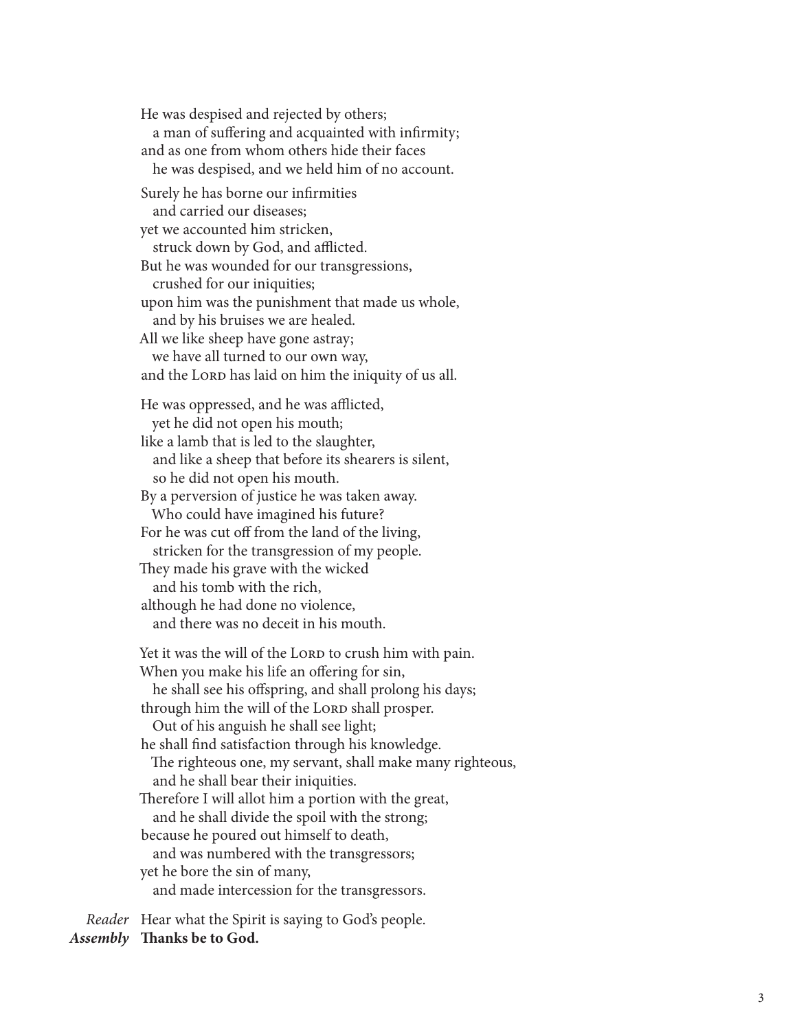He was despised and rejected by others;  
  a man of suffering and acquainted with infirmity;  
and as one from whom others hide their faces  
  he was despised, and we held him of no account.

Surely he has borne our infirmities  
  and carried our diseases;  
yet we accounted him stricken,  
  struck down by God, and afflicted.  
But he was wounded for our transgressions,  
  crushed for our iniquities;  
upon him was the punishment that made us whole,  
  and by his bruises we are healed.  
All we like sheep have gone astray;  
  we have all turned to our own way,  
and the Lord has laid on him the iniquity of us all.

He was oppressed, and he was afflicted,  
  yet he did not open his mouth;  
like a lamb that is led to the slaughter,  
  and like a sheep that before its shearers is silent,  
  so he did not open his mouth.  
By a perversion of justice he was taken away.  
  Who could have imagined his future?  
For he was cut off from the land of the living,  
  stricken for the transgression of my people.  
They made his grave with the wicked  
  and his tomb with the rich,  
although he had done no violence,  
  and there was no deceit in his mouth.

Yet it was the will of the Lord to crush him with pain.  
When you make his life an offering for sin,  
  he shall see his offspring, and shall prolong his days;  
through him the will of the Lord shall prosper.  
  Out of his anguish he shall see light;  
he shall find satisfaction through his knowledge.  
  The righteous one, my servant, shall make many righteous,  
  and he shall bear their iniquities.  
Therefore I will allot him a portion with the great,  
  and he shall divide the spoil with the strong;  
because he poured out himself to death,  
  and was numbered with the transgressors;  
yet he bore the sin of many,  
  and made intercession for the transgressors.

*Reader* Hear what the Spirit is saying to God's people.  
***Assembly*** **Thanks be to God.**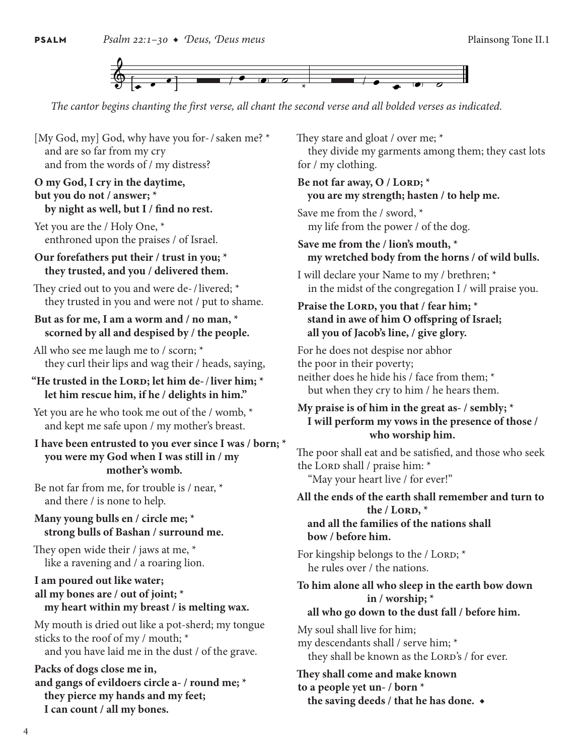**PSALM** *Psalm 22:1–30 ◆ Deus, Deus meus* Plainsong Tone II.1

*The cantor begins chanting the first verse, all chant the second verse and all bolded verses as indicated.*

[My God, my] God, why have you for- / saken me? *
and are so far from my cry
and from the words of / my distress?

**O my God, I cry in the daytime,**
**but you do not / answer; ***
**by night as well, but I / find no rest.**

Yet you are the / Holy One, *
enthroned upon the praises / of Israel.

**Our forefathers put their / trust in you; ***
**they trusted, and you / delivered them.**

They cried out to you and were de- / livered; *
they trusted in you and were not / put to shame.

**But as for me, I am a worm and / no man, ***
**scorned by all and despised by / the people.**

All who see me laugh me to / scorn; *
they curl their lips and wag their / heads, saying,

**"He trusted in the LORD; let him de- / liver him; ***
**let him rescue him, if he / delights in him."**

Yet you are he who took me out of the / womb, *
and kept me safe upon / my mother's breast.

**I have been entrusted to you ever since I was / born; ***
**you were my God when I was still in / my mother's womb.**

Be not far from me, for trouble is / near, *
and there / is none to help.

**Many young bulls en / circle me; ***
**strong bulls of Bashan / surround me.**

They open wide their / jaws at me, *
like a ravening and / a roaring lion.

**I am poured out like water;**
**all my bones are / out of joint; ***
**my heart within my breast / is melting wax.**

My mouth is dried out like a pot-sherd; my tongue sticks to the roof of my / mouth; *
and you have laid me in the dust / of the grave.

**Packs of dogs close me in,**
**and gangs of evildoers circle a- / round me; ***
**they pierce my hands and my feet;**
**I can count / all my bones.**

They stare and gloat / over me; *
they divide my garments among them; they cast lots for / my clothing.

**Be not far away, O / LORD; ***
**you are my strength; hasten / to help me.**

Save me from the / sword, *
my life from the power / of the dog.

**Save me from the / lion's mouth, ***
**my wretched body from the horns / of wild bulls.**

I will declare your Name to my / brethren; *
in the midst of the congregation I / will praise you.

**Praise the LORD, you that / fear him; ***
**stand in awe of him O offspring of Israel;**
**all you of Jacob's line, / give glory.**

For he does not despise nor abhor
the poor in their poverty;
neither does he hide his / face from them; *
but when they cry to him / he hears them.

**My praise is of him in the great as- / sembly; ***
**I will perform my vows in the presence of those / who worship him.**

The poor shall eat and be satisfied, and those who seek the LORD shall / praise him: *
"May your heart live / for ever!"

**All the ends of the earth shall remember and turn to the / LORD, ***
**and all the families of the nations shall bow / before him.**

For kingship belongs to the / LORD; *
he rules over / the nations.

**To him alone all who sleep in the earth bow down in / worship; ***
**all who go down to the dust fall / before him.**

My soul shall live for him;
my descendants shall / serve him; *
they shall be known as the LORD's / for ever.

**They shall come and make known**
**to a people yet un- / born ***
**the saving deeds / that he has done.** ◆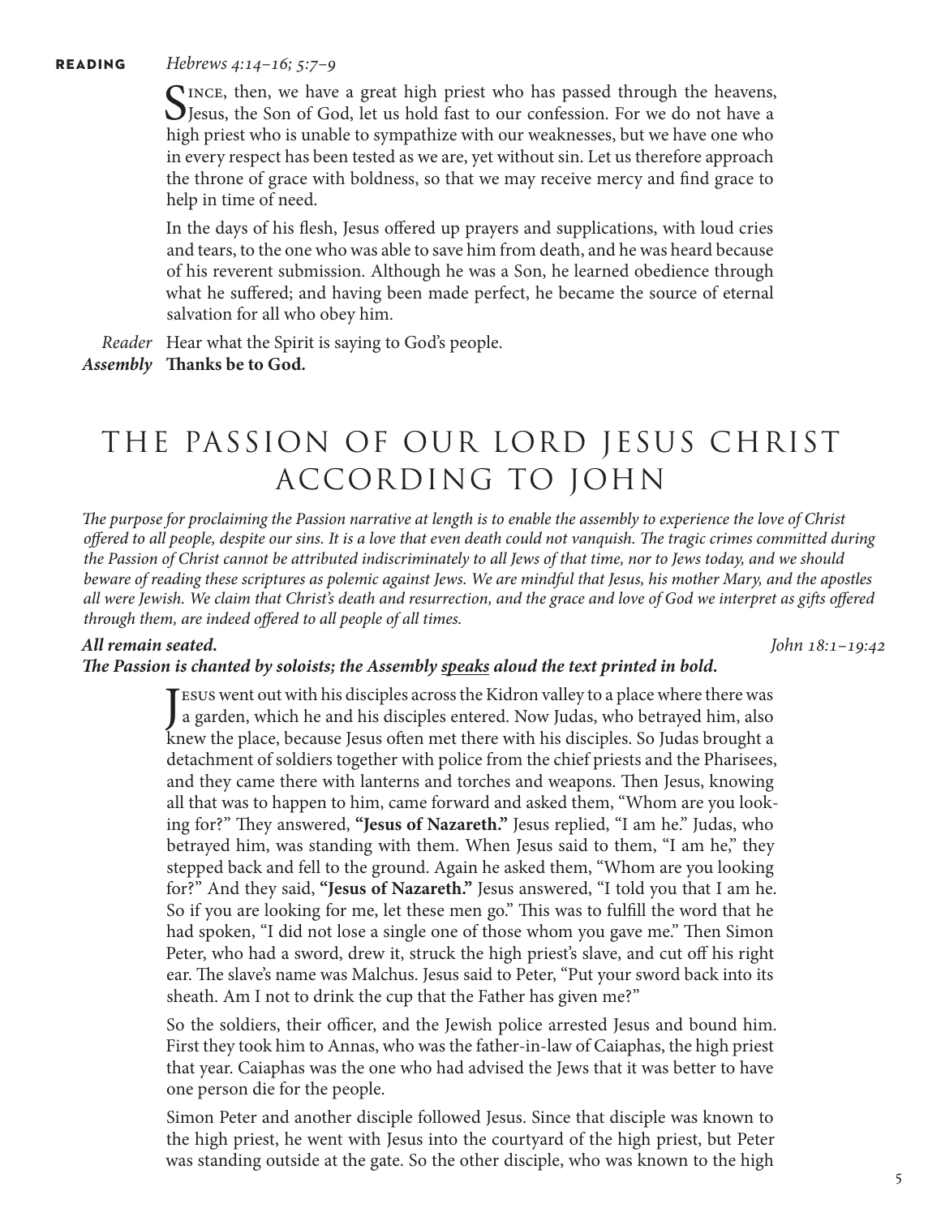**READING** *Hebrews 4:14–16; 5:7–9*

Since, then, we have a great high priest who has passed through the heavens, Jesus, the Son of God, let us hold fast to our confession. For we do not have a high priest who is unable to sympathize with our weaknesses, but we have one who in every respect has been tested as we are, yet without sin. Let us therefore approach the throne of grace with boldness, so that we may receive mercy and find grace to help in time of need.

In the days of his flesh, Jesus offered up prayers and supplications, with loud cries and tears, to the one who was able to save him from death, and he was heard because of his reverent submission. Although he was a Son, he learned obedience through what he suffered; and having been made perfect, he became the source of eternal salvation for all who obey him.

*Reader* Hear what the Spirit is saying to God's people.
***Assembly*** **Thanks be to God.**

# THE PASSION OF OUR LORD JESUS CHRIST ACCORDING TO JOHN

*The purpose for proclaiming the Passion narrative at length is to enable the assembly to experience the love of Christ offered to all people, despite our sins. It is a love that even death could not vanquish. The tragic crimes committed during the Passion of Christ cannot be attributed indiscriminately to all Jews of that time, nor to Jews today, and we should beware of reading these scriptures as polemic against Jews. We are mindful that Jesus, his mother Mary, and the apostles all were Jewish. We claim that Christ's death and resurrection, and the grace and love of God we interpret as gifts offered through them, are indeed offered to all people of all times.*

***All remain seated.*** *John 18:1–19:42*
***The Passion is chanted by soloists; the Assembly <u>speaks</u> aloud the text printed in bold.***

Jesus went out with his disciples across the Kidron valley to a place where there was a garden, which he and his disciples entered. Now Judas, who betrayed him, also knew the place, because Jesus often met there with his disciples. So Judas brought a detachment of soldiers together with police from the chief priests and the Pharisees, and they came there with lanterns and torches and weapons. Then Jesus, knowing all that was to happen to him, came forward and asked them, "Whom are you looking for?" They answered, **"Jesus of Nazareth."** Jesus replied, "I am he." Judas, who betrayed him, was standing with them. When Jesus said to them, "I am he," they stepped back and fell to the ground. Again he asked them, "Whom are you looking for?" And they said, **"Jesus of Nazareth."** Jesus answered, "I told you that I am he. So if you are looking for me, let these men go." This was to fulfill the word that he had spoken, "I did not lose a single one of those whom you gave me." Then Simon Peter, who had a sword, drew it, struck the high priest's slave, and cut off his right ear. The slave's name was Malchus. Jesus said to Peter, "Put your sword back into its sheath. Am I not to drink the cup that the Father has given me?"

So the soldiers, their officer, and the Jewish police arrested Jesus and bound him. First they took him to Annas, who was the father-in-law of Caiaphas, the high priest that year. Caiaphas was the one who had advised the Jews that it was better to have one person die for the people.

Simon Peter and another disciple followed Jesus. Since that disciple was known to the high priest, he went with Jesus into the courtyard of the high priest, but Peter was standing outside at the gate. So the other disciple, who was known to the high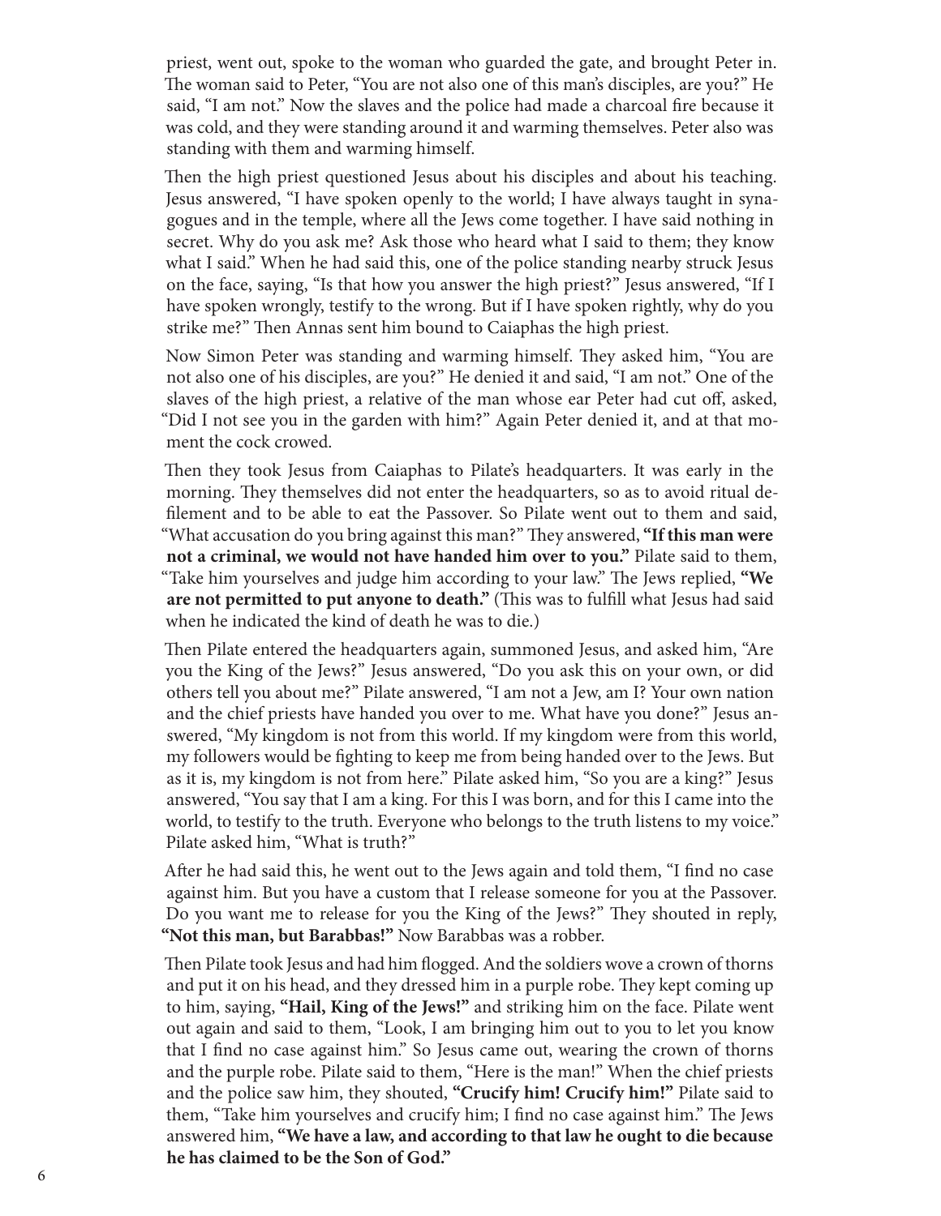priest, went out, spoke to the woman who guarded the gate, and brought Peter in. The woman said to Peter, "You are not also one of this man's disciples, are you?" He said, "I am not." Now the slaves and the police had made a charcoal fire because it was cold, and they were standing around it and warming themselves. Peter also was standing with them and warming himself.

Then the high priest questioned Jesus about his disciples and about his teaching. Jesus answered, "I have spoken openly to the world; I have always taught in synagogues and in the temple, where all the Jews come together. I have said nothing in secret. Why do you ask me? Ask those who heard what I said to them; they know what I said." When he had said this, one of the police standing nearby struck Jesus on the face, saying, "Is that how you answer the high priest?" Jesus answered, "If I have spoken wrongly, testify to the wrong. But if I have spoken rightly, why do you strike me?" Then Annas sent him bound to Caiaphas the high priest.

Now Simon Peter was standing and warming himself. They asked him, "You are not also one of his disciples, are you?" He denied it and said, "I am not." One of the slaves of the high priest, a relative of the man whose ear Peter had cut off, asked, "Did I not see you in the garden with him?" Again Peter denied it, and at that moment the cock crowed.

Then they took Jesus from Caiaphas to Pilate's headquarters. It was early in the morning. They themselves did not enter the headquarters, so as to avoid ritual defilement and to be able to eat the Passover. So Pilate went out to them and said, "What accusation do you bring against this man?" They answered, **"If this man were not a criminal, we would not have handed him over to you."** Pilate said to them, "Take him yourselves and judge him according to your law." The Jews replied, **"We are not permitted to put anyone to death."** (This was to fulfill what Jesus had said when he indicated the kind of death he was to die.)

Then Pilate entered the headquarters again, summoned Jesus, and asked him, "Are you the King of the Jews?" Jesus answered, "Do you ask this on your own, or did others tell you about me?" Pilate answered, "I am not a Jew, am I? Your own nation and the chief priests have handed you over to me. What have you done?" Jesus answered, "My kingdom is not from this world. If my kingdom were from this world, my followers would be fighting to keep me from being handed over to the Jews. But as it is, my kingdom is not from here." Pilate asked him, "So you are a king?" Jesus answered, "You say that I am a king. For this I was born, and for this I came into the world, to testify to the truth. Everyone who belongs to the truth listens to my voice." Pilate asked him, "What is truth?"

After he had said this, he went out to the Jews again and told them, "I find no case against him. But you have a custom that I release someone for you at the Passover. Do you want me to release for you the King of the Jews?" They shouted in reply, **"Not this man, but Barabbas!"** Now Barabbas was a robber.

Then Pilate took Jesus and had him flogged. And the soldiers wove a crown of thorns and put it on his head, and they dressed him in a purple robe. They kept coming up to him, saying, **"Hail, King of the Jews!"** and striking him on the face. Pilate went out again and said to them, "Look, I am bringing him out to you to let you know that I find no case against him." So Jesus came out, wearing the crown of thorns and the purple robe. Pilate said to them, "Here is the man!" When the chief priests and the police saw him, they shouted, **"Crucify him! Crucify him!"** Pilate said to them, "Take him yourselves and crucify him; I find no case against him." The Jews answered him, **"We have a law, and according to that law he ought to die because he has claimed to be the Son of God."**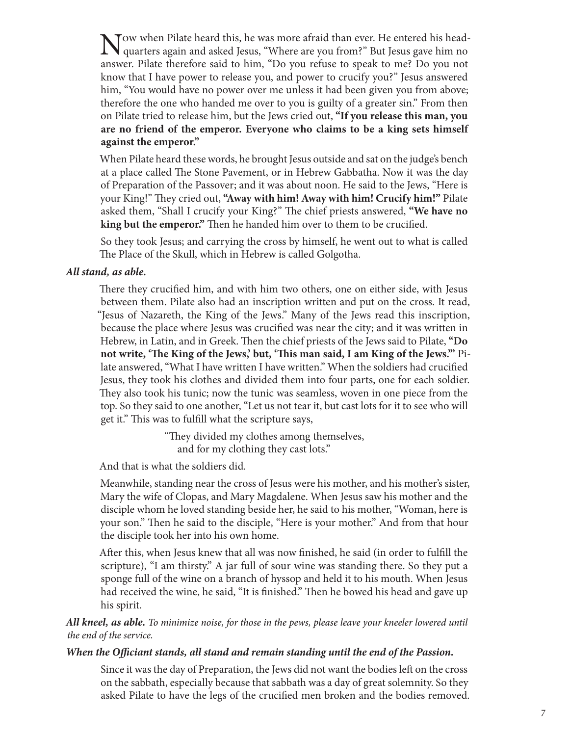Now when Pilate heard this, he was more afraid than ever. He entered his headquarters again and asked Jesus, "Where are you from?" But Jesus gave him no answer. Pilate therefore said to him, "Do you refuse to speak to me? Do you not know that I have power to release you, and power to crucify you?" Jesus answered him, "You would have no power over me unless it had been given you from above; therefore the one who handed me over to you is guilty of a greater sin." From then on Pilate tried to release him, but the Jews cried out, **"If you release this man, you are no friend of the emperor. Everyone who claims to be a king sets himself against the emperor."**

When Pilate heard these words, he brought Jesus outside and sat on the judge's bench at a place called The Stone Pavement, or in Hebrew Gabbatha. Now it was the day of Preparation of the Passover; and it was about noon. He said to the Jews, "Here is your King!" They cried out, **"Away with him! Away with him! Crucify him!"** Pilate asked them, "Shall I crucify your King?" The chief priests answered, **"We have no king but the emperor."** Then he handed him over to them to be crucified.

So they took Jesus; and carrying the cross by himself, he went out to what is called The Place of the Skull, which in Hebrew is called Golgotha.

***All stand, as able.***

There they crucified him, and with him two others, one on either side, with Jesus between them. Pilate also had an inscription written and put on the cross. It read, "Jesus of Nazareth, the King of the Jews." Many of the Jews read this inscription, because the place where Jesus was crucified was near the city; and it was written in Hebrew, in Latin, and in Greek. Then the chief priests of the Jews said to Pilate, **"Do not write, 'The King of the Jews,' but, 'This man said, I am King of the Jews.'"** Pilate answered, "What I have written I have written." When the soldiers had crucified Jesus, they took his clothes and divided them into four parts, one for each soldier. They also took his tunic; now the tunic was seamless, woven in one piece from the top. So they said to one another, "Let us not tear it, but cast lots for it to see who will get it." This was to fulfill what the scripture says,

> "They divided my clothes among themselves,
> and for my clothing they cast lots."

And that is what the soldiers did.

Meanwhile, standing near the cross of Jesus were his mother, and his mother's sister, Mary the wife of Clopas, and Mary Magdalene. When Jesus saw his mother and the disciple whom he loved standing beside her, he said to his mother, "Woman, here is your son." Then he said to the disciple, "Here is your mother." And from that hour the disciple took her into his own home.

After this, when Jesus knew that all was now finished, he said (in order to fulfill the scripture), "I am thirsty." A jar full of sour wine was standing there. So they put a sponge full of the wine on a branch of hyssop and held it to his mouth. When Jesus had received the wine, he said, "It is finished." Then he bowed his head and gave up his spirit.

***All kneel, as able.*** *To minimize noise, for those in the pews, please leave your kneeler lowered until the end of the service.*

***When the Officiant stands, all stand and remain standing until the end of the Passion.***

Since it was the day of Preparation, the Jews did not want the bodies left on the cross on the sabbath, especially because that sabbath was a day of great solemnity. So they asked Pilate to have the legs of the crucified men broken and the bodies removed.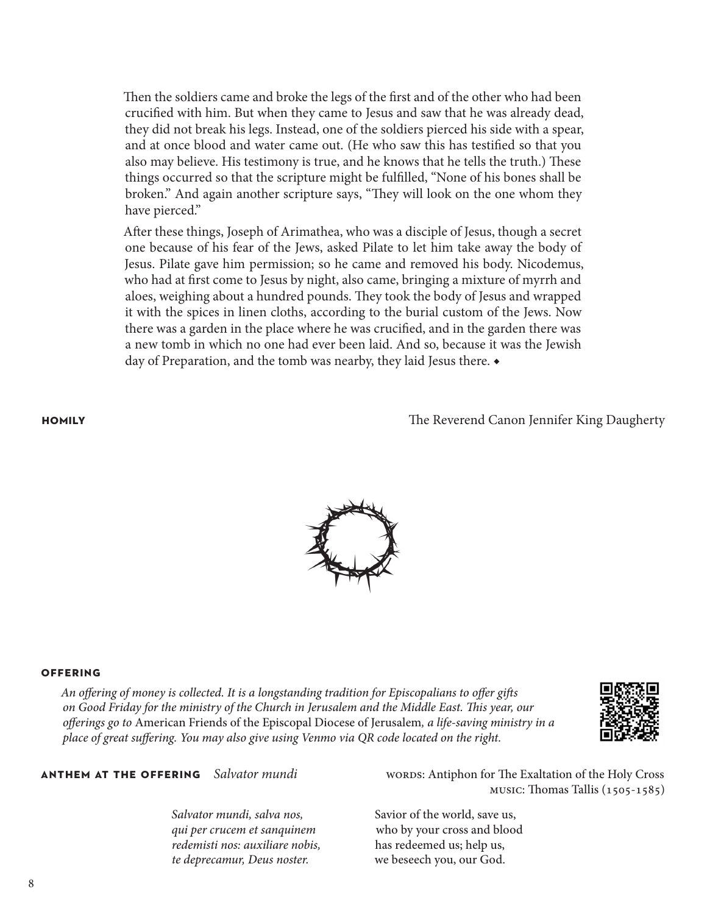Then the soldiers came and broke the legs of the first and of the other who had been crucified with him. But when they came to Jesus and saw that he was already dead, they did not break his legs. Instead, one of the soldiers pierced his side with a spear, and at once blood and water came out. (He who saw this has testified so that you also may believe. His testimony is true, and he knows that he tells the truth.) These things occurred so that the scripture might be fulfilled, "None of his bones shall be broken." And again another scripture says, "They will look on the one whom they have pierced."

After these things, Joseph of Arimathea, who was a disciple of Jesus, though a secret one because of his fear of the Jews, asked Pilate to let him take away the body of Jesus. Pilate gave him permission; so he came and removed his body. Nicodemus, who had at first come to Jesus by night, also came, bringing a mixture of myrrh and aloes, weighing about a hundred pounds. They took the body of Jesus and wrapped it with the spices in linen cloths, according to the burial custom of the Jews. Now there was a garden in the place where he was crucified, and in the garden there was a new tomb in which no one had ever been laid. And so, because it was the Jewish day of Preparation, and the tomb was nearby, they laid Jesus there. ◆

**HOMILY** — The Reverend Canon Jennifer King Daugherty

**OFFERING**

*An offering of money is collected. It is a longstanding tradition for Episcopalians to offer gifts on Good Friday for the ministry of the Church in Jerusalem and the Middle East. This year, our offerings go to* American Friends of the Episcopal Diocese of Jerusalem*, a life-saving ministry in a place of great suffering. You may also give using Venmo via QR code located on the right.*

**ANTHEM AT THE OFFERING** *Salvator mundi*

WORDS: Antiphon for The Exaltation of the Holy Cross
MUSIC: Thomas Tallis (1505-1585)

| | |
|---|---|
| *Salvator mundi, salva nos,* | Savior of the world, save us, |
| *qui per crucem et sanquinem* | who by your cross and blood |
| *redemisti nos: auxiliare nobis,* | has redeemed us; help us, |
| *te deprecamur, Deus noster.* | we beseech you, our God. |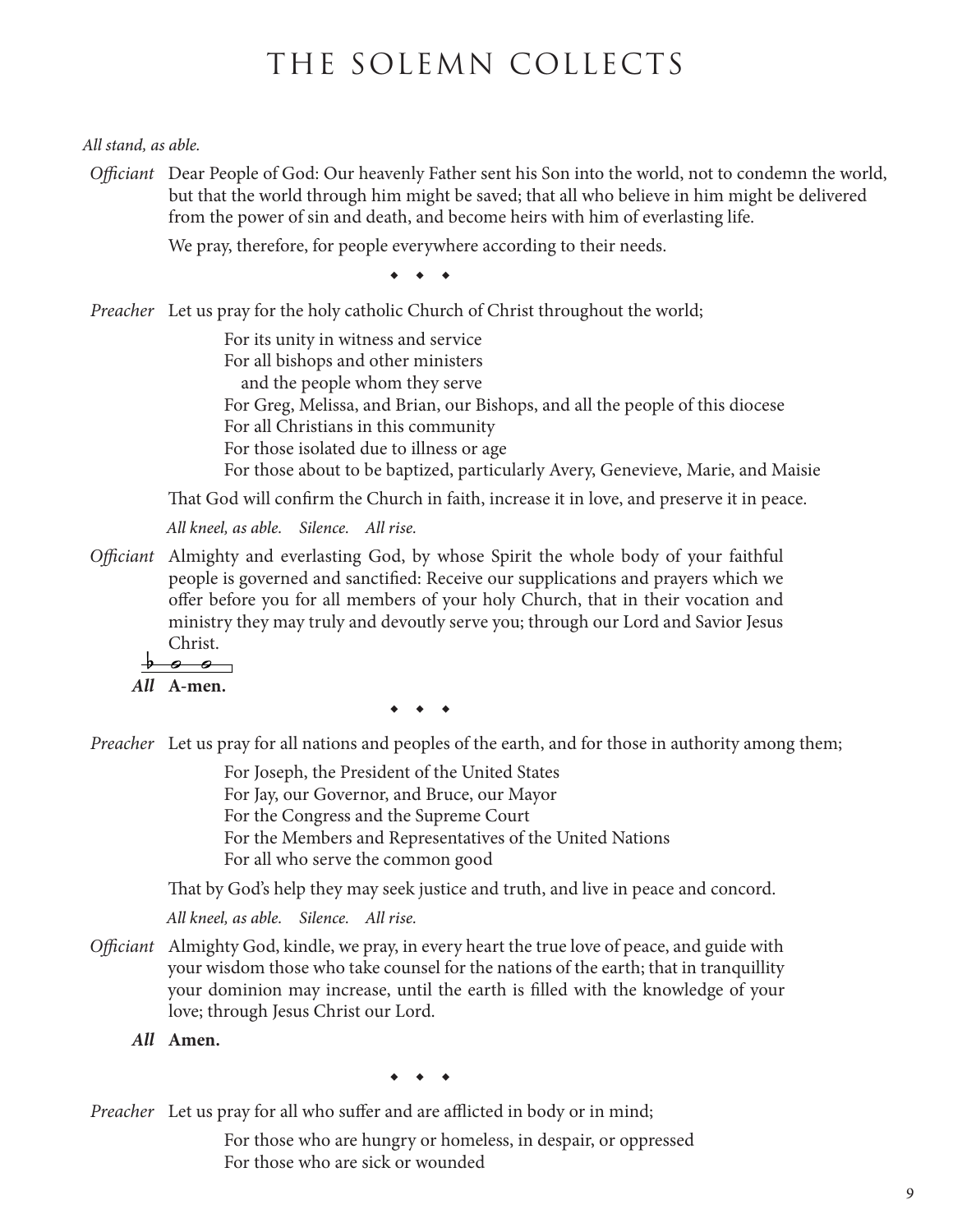# THE SOLEMN COLLECTS

*All stand, as able.*

*Officiant* Dear People of God: Our heavenly Father sent his Son into the world, not to condemn the world, but that the world through him might be saved; that all who believe in him might be delivered from the power of sin and death, and become heirs with him of everlasting life.

We pray, therefore, for people everywhere according to their needs.

◆ ◆ ◆

*Preacher* Let us pray for the holy catholic Church of Christ throughout the world;

For its unity in witness and service  
For all bishops and other ministers  
  and the people whom they serve  
For Greg, Melissa, and Brian, our Bishops, and all the people of this diocese  
For all Christians in this community  
For those isolated due to illness or age  
For those about to be baptized, particularly Avery, Genevieve, Marie, and Maisie

That God will confirm the Church in faith, increase it in love, and preserve it in peace.

*All kneel, as able. Silence. All rise.*

*Officiant* Almighty and everlasting God, by whose Spirit the whole body of your faithful people is governed and sanctified: Receive our supplications and prayers which we offer before you for all members of your holy Church, that in their vocation and ministry they may truly and devoutly serve you; through our Lord and Savior Jesus Christ.

***All*** **A-men.**

◆ ◆ ◆

*Preacher* Let us pray for all nations and peoples of the earth, and for those in authority among them;

For Joseph, the President of the United States  
For Jay, our Governor, and Bruce, our Mayor  
For the Congress and the Supreme Court  
For the Members and Representatives of the United Nations  
For all who serve the common good

That by God's help they may seek justice and truth, and live in peace and concord.

*All kneel, as able. Silence. All rise.*

*Officiant* Almighty God, kindle, we pray, in every heart the true love of peace, and guide with your wisdom those who take counsel for the nations of the earth; that in tranquillity your dominion may increase, until the earth is filled with the knowledge of your love; through Jesus Christ our Lord.

***All*** **Amen.**

◆ ◆ ◆

*Preacher* Let us pray for all who suffer and are afflicted in body or in mind;

For those who are hungry or homeless, in despair, or oppressed  
For those who are sick or wounded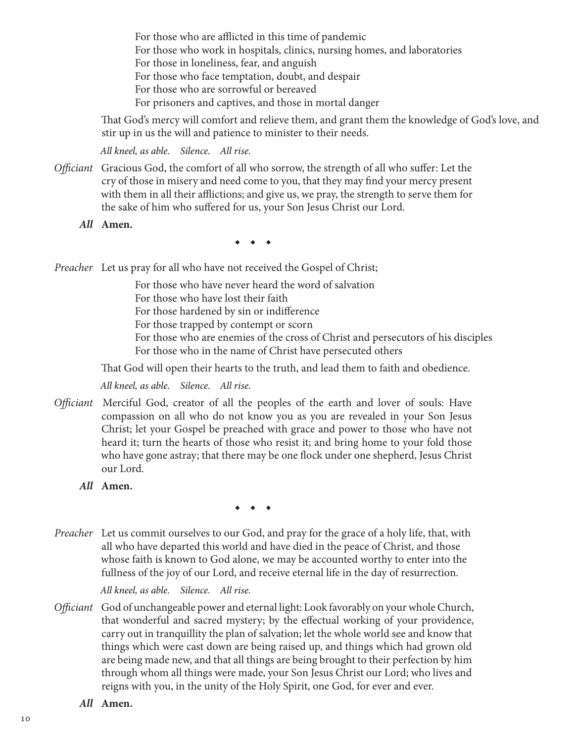For those who are afflicted in this time of pandemic
For those who work in hospitals, clinics, nursing homes, and laboratories
For those in loneliness, fear, and anguish
For those who face temptation, doubt, and despair
For those who are sorrowful or bereaved
For prisoners and captives, and those in mortal danger

That God's mercy will comfort and relieve them, and grant them the knowledge of God's love, and stir up in us the will and patience to minister to their needs.

*All kneel, as able. Silence. All rise.*

*Officiant* Gracious God, the comfort of all who sorrow, the strength of all who suffer: Let the cry of those in misery and need come to you, that they may find your mercy present with them in all their afflictions; and give us, we pray, the strength to serve them for the sake of him who suffered for us, your Son Jesus Christ our Lord.

***All*** **Amen.**

◆ ◆ ◆

*Preacher* Let us pray for all who have not received the Gospel of Christ;

For those who have never heard the word of salvation
For those who have lost their faith
For those hardened by sin or indifference
For those trapped by contempt or scorn
For those who are enemies of the cross of Christ and persecutors of his disciples
For those who in the name of Christ have persecuted others

That God will open their hearts to the truth, and lead them to faith and obedience.

*All kneel, as able. Silence. All rise.*

*Officiant* Merciful God, creator of all the peoples of the earth and lover of souls: Have compassion on all who do not know you as you are revealed in your Son Jesus Christ; let your Gospel be preached with grace and power to those who have not heard it; turn the hearts of those who resist it; and bring home to your fold those who have gone astray; that there may be one flock under one shepherd, Jesus Christ our Lord.

***All*** **Amen.**

◆ ◆ ◆

*Preacher* Let us commit ourselves to our God, and pray for the grace of a holy life, that, with all who have departed this world and have died in the peace of Christ, and those whose faith is known to God alone, we may be accounted worthy to enter into the fullness of the joy of our Lord, and receive eternal life in the day of resurrection.

*All kneel, as able. Silence. All rise.*

*Officiant* God of unchangeable power and eternal light: Look favorably on your whole Church, that wonderful and sacred mystery; by the effectual working of your providence, carry out in tranquillity the plan of salvation; let the whole world see and know that things which were cast down are being raised up, and things which had grown old are being made new, and that all things are being brought to their perfection by him through whom all things were made, your Son Jesus Christ our Lord; who lives and reigns with you, in the unity of the Holy Spirit, one God, for ever and ever.

***All*** **Amen.**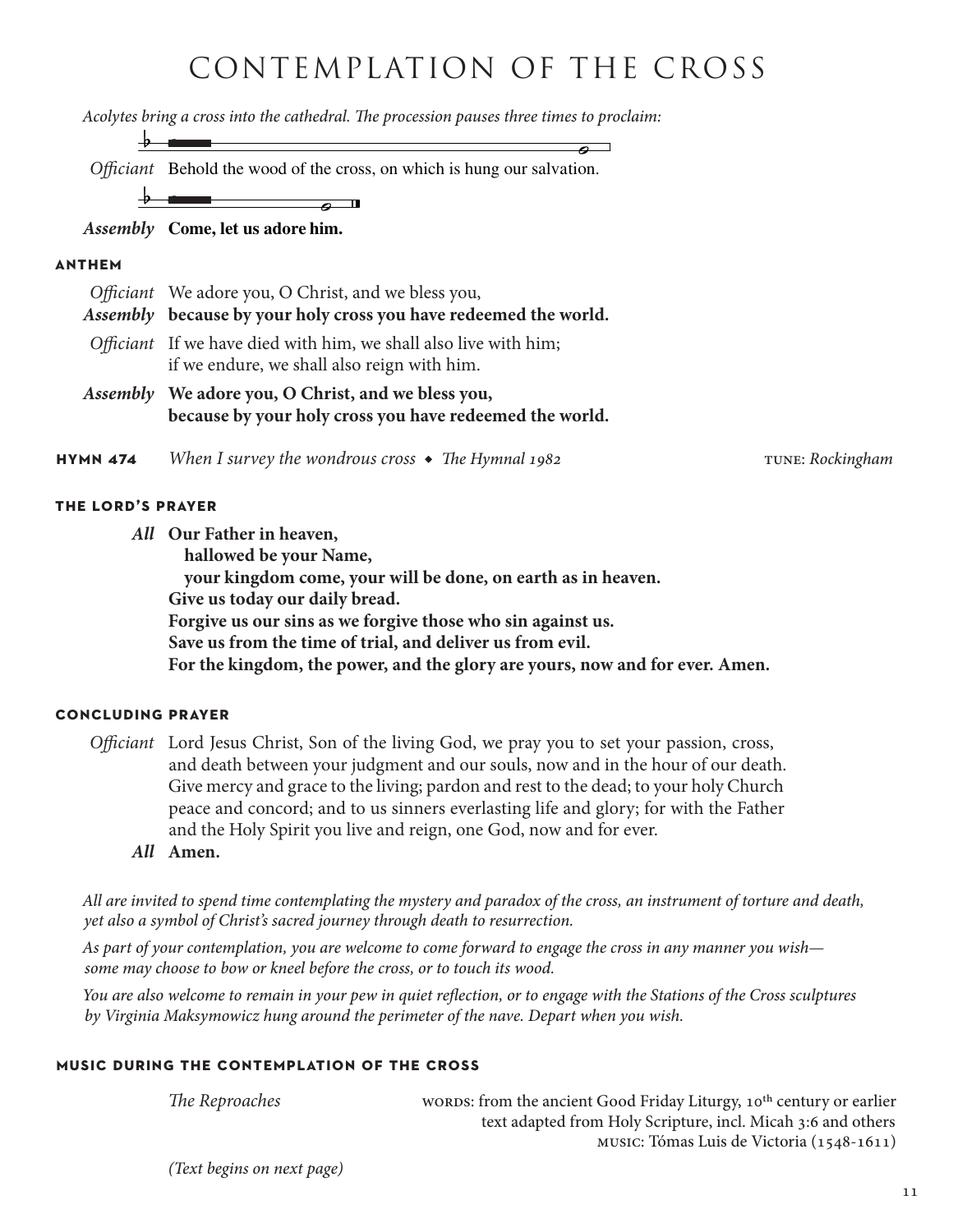# CONTEMPLATION OF THE CROSS

*Acolytes bring a cross into the cathedral. The procession pauses three times to proclaim:*

*Officiant* Behold the wood of the cross, on which is hung our salvation.

***Assembly*** **Come, let us adore him.**

### ANTHEM

*Officiant* We adore you, O Christ, and we bless you,
***Assembly*** **because by your holy cross you have redeemed the world.**

*Officiant* If we have died with him, we shall also live with him;
if we endure, we shall also reign with him.

***Assembly*** **We adore you, O Christ, and we bless you,
because by your holy cross you have redeemed the world.**

**HYMN 474** *When I survey the wondrous cross* ◆ *The Hymnal 1982* TUNE: *Rockingham*

### THE LORD'S PRAYER

***All*** **Our Father in heaven,
hallowed be your Name,
your kingdom come, your will be done, on earth as in heaven.
Give us today our daily bread.
Forgive us our sins as we forgive those who sin against us.
Save us from the time of trial, and deliver us from evil.
For the kingdom, the power, and the glory are yours, now and for ever. Amen.**

### CONCLUDING PRAYER

*Officiant* Lord Jesus Christ, Son of the living God, we pray you to set your passion, cross, and death between your judgment and our souls, now and in the hour of our death. Give mercy and grace to the living; pardon and rest to the dead; to your holy Church peace and concord; and to us sinners everlasting life and glory; for with the Father and the Holy Spirit you live and reign, one God, now and for ever.

***All*** **Amen.**

*All are invited to spend time contemplating the mystery and paradox of the cross, an instrument of torture and death, yet also a symbol of Christ's sacred journey through death to resurrection.*

*As part of your contemplation, you are welcome to come forward to engage the cross in any manner you wish— some may choose to bow or kneel before the cross, or to touch its wood.*

*You are also welcome to remain in your pew in quiet reflection, or to engage with the Stations of the Cross sculptures by Virginia Maksymowicz hung around the perimeter of the nave. Depart when you wish.*

### MUSIC DURING THE CONTEMPLATION OF THE CROSS

*The Reproaches*

WORDS: from the ancient Good Friday Liturgy, 10th century or earlier
text adapted from Holy Scripture, incl. Micah 3:6 and others
MUSIC: Tómas Luis de Victoria (1548-1611)

*(Text begins on next page)*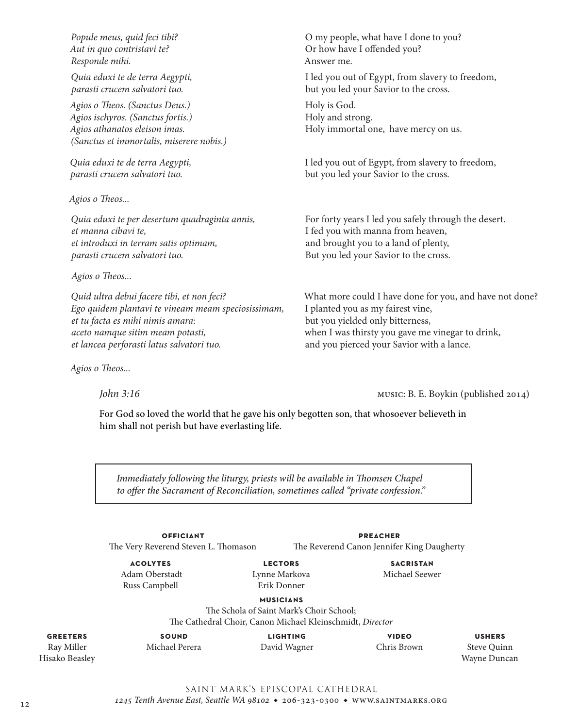| | |
|---|---|
| *Popule meus, quid feci tibi?*<br>*Aut in quo contristavi te?*<br>*Responde mihi.* | O my people, what have I done to you?<br>Or how have I offended you?<br>Answer me. |
| *Quia eduxi te de terra Aegypti,*<br>*parasti crucem salvatori tuo.* | I led you out of Egypt, from slavery to freedom,<br>but you led your Savior to the cross. |
| *Agios o Theos. (Sanctus Deus.)*<br>*Agios ischyros. (Sanctus fortis.)*<br>*Agios athanatos eleison imas.*<br>*(Sanctus et immortalis, miserere nobis.)* | Holy is God.<br>Holy and strong.<br>Holy immortal one, have mercy on us. |
| *Quia eduxi te de terra Aegypti,*<br>*parasti crucem salvatori tuo.* | I led you out of Egypt, from slavery to freedom,<br>but you led your Savior to the cross. |
| *Agios o Theos...* | |
| *Quia eduxi te per desertum quadraginta annis,*<br>*et manna cibavi te,*<br>*et introduxi in terram satis optimam,*<br>*parasti crucem salvatori tuo.* | For forty years I led you safely through the desert.<br>I fed you with manna from heaven,<br>and brought you to a land of plenty,<br>But you led your Savior to the cross. |
| *Agios o Theos...* | |
| *Quid ultra debui facere tibi, et non feci?*<br>*Ego quidem plantavi te vineam meam speciosissimam,*<br>*et tu facta es mihi nimis amara:*<br>*aceto namque sitim meam potasti,*<br>*et lancea perforasti latus salvatori tuo.* | What more could I have done for you, and have not done?<br>I planted you as my fairest vine,<br>but you yielded only bitterness,<br>when I was thirsty you gave me vinegar to drink,<br>and you pierced your Savior with a lance. |
| *Agios o Theos...* | |

*John 3:16* MUSIC: B. E. Boykin (published 2014)

For God so loved the world that he gave his only begotten son, that whosoever believeth in him shall not perish but have everlasting life.

> *Immediately following the liturgy, priests will be available in Thomsen Chapel to offer the Sacrament of Reconciliation, sometimes called "private confession."*

**OFFICIANT**
The Very Reverend Steven L. Thomason

**PREACHER**
The Reverend Canon Jennifer King Daugherty

**ACOLYTES**
Adam Oberstadt
Russ Campbell

**LECTORS**
Lynne Markova
Erik Donner

**SACRISTAN**
Michael Seewer

**MUSICIANS**
The Schola of Saint Mark's Choir School;
The Cathedral Choir, Canon Michael Kleinschmidt, *Director*

**GREETERS**
Ray Miller
Hisako Beasley

**SOUND**
Michael Perera

**LIGHTING**
David Wagner

**VIDEO**
Chris Brown

**USHERS**
Steve Quinn
Wayne Duncan

SAINT MARK'S EPISCOPAL CATHEDRAL
*1245 Tenth Avenue East, Seattle WA 98102* ◆ 206-323-0300 ◆ WWW.SAINTMARKS.ORG